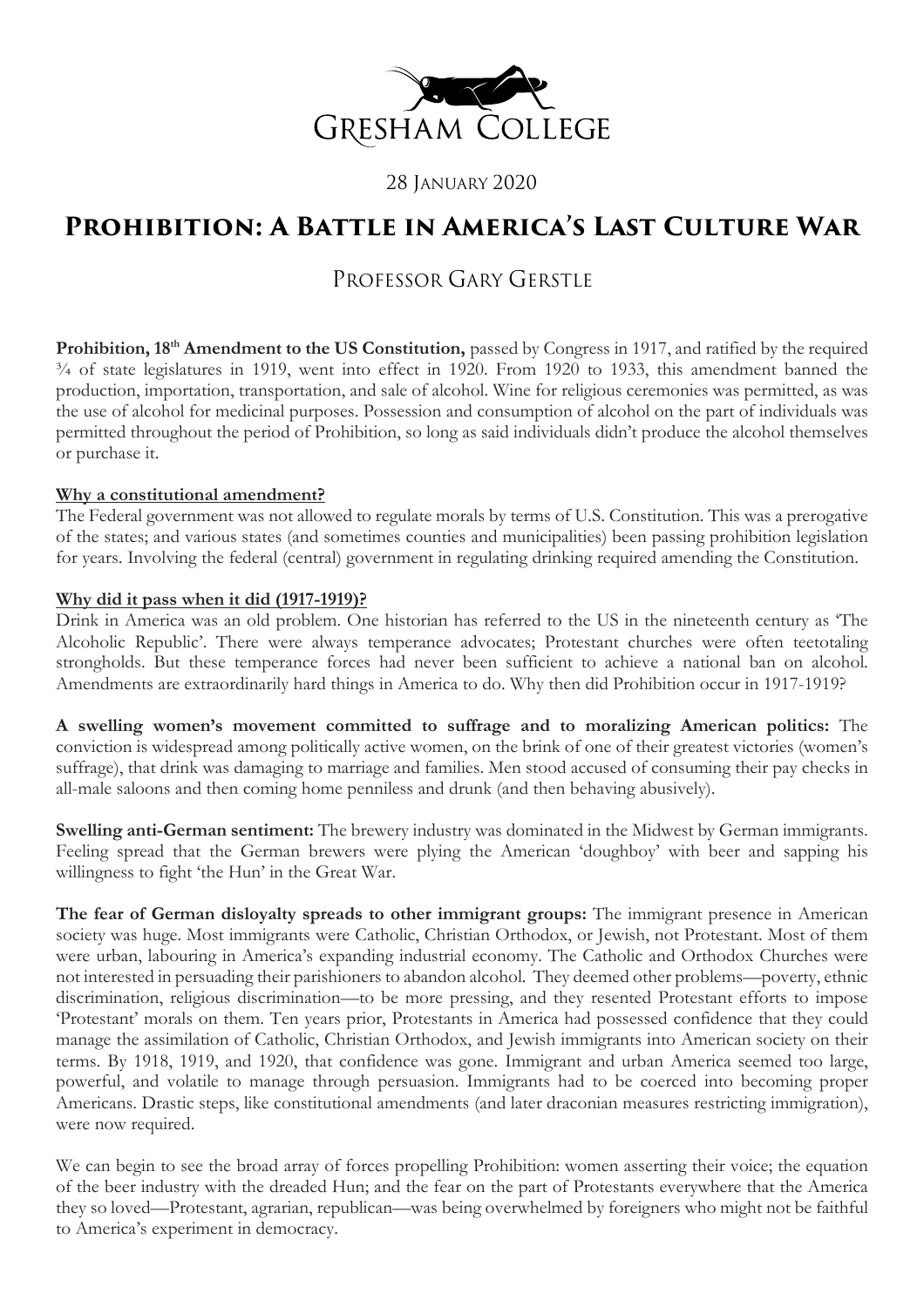Gresham College

28 January 2020

# Prohibition: A Battle in America's Last Culture War

## Professor Gary Gerstle

**Prohibition, 18th Amendment to the US Constitution,** passed by Congress in 1917, and ratified by the required ¾ of state legislatures in 1919, went into effect in 1920. From 1920 to 1933, this amendment banned the production, importation, transportation, and sale of alcohol. Wine for religious ceremonies was permitted, as was the use of alcohol for medicinal purposes. Possession and consumption of alcohol on the part of individuals was permitted throughout the period of Prohibition, so long as said individuals didn't produce the alcohol themselves or purchase it.

**Why a constitutional amendment?**

The Federal government was not allowed to regulate morals by terms of U.S. Constitution. This was a prerogative of the states; and various states (and sometimes counties and municipalities) been passing prohibition legislation for years. Involving the federal (central) government in regulating drinking required amending the Constitution.

**Why did it pass when it did (1917-1919)?**

Drink in America was an old problem. One historian has referred to the US in the nineteenth century as 'The Alcoholic Republic'. There were always temperance advocates; Protestant churches were often teetotaling strongholds. But these temperance forces had never been sufficient to achieve a national ban on alcohol. Amendments are extraordinarily hard things in America to do. Why then did Prohibition occur in 1917-1919?

**A swelling women's movement committed to suffrage and to moralizing American politics:** The conviction is widespread among politically active women, on the brink of one of their greatest victories (women's suffrage), that drink was damaging to marriage and families. Men stood accused of consuming their pay checks in all-male saloons and then coming home penniless and drunk (and then behaving abusively).

**Swelling anti-German sentiment:** The brewery industry was dominated in the Midwest by German immigrants. Feeling spread that the German brewers were plying the American 'doughboy' with beer and sapping his willingness to fight 'the Hun' in the Great War.

**The fear of German disloyalty spreads to other immigrant groups:** The immigrant presence in American society was huge. Most immigrants were Catholic, Christian Orthodox, or Jewish, not Protestant. Most of them were urban, labouring in America's expanding industrial economy. The Catholic and Orthodox Churches were not interested in persuading their parishioners to abandon alcohol. They deemed other problems—poverty, ethnic discrimination, religious discrimination—to be more pressing, and they resented Protestant efforts to impose 'Protestant' morals on them. Ten years prior, Protestants in America had possessed confidence that they could manage the assimilation of Catholic, Christian Orthodox, and Jewish immigrants into American society on their terms. By 1918, 1919, and 1920, that confidence was gone. Immigrant and urban America seemed too large, powerful, and volatile to manage through persuasion. Immigrants had to be coerced into becoming proper Americans. Drastic steps, like constitutional amendments (and later draconian measures restricting immigration), were now required.

We can begin to see the broad array of forces propelling Prohibition: women asserting their voice; the equation of the beer industry with the dreaded Hun; and the fear on the part of Protestants everywhere that the America they so loved—Protestant, agrarian, republican—was being overwhelmed by foreigners who might not be faithful to America's experiment in democracy.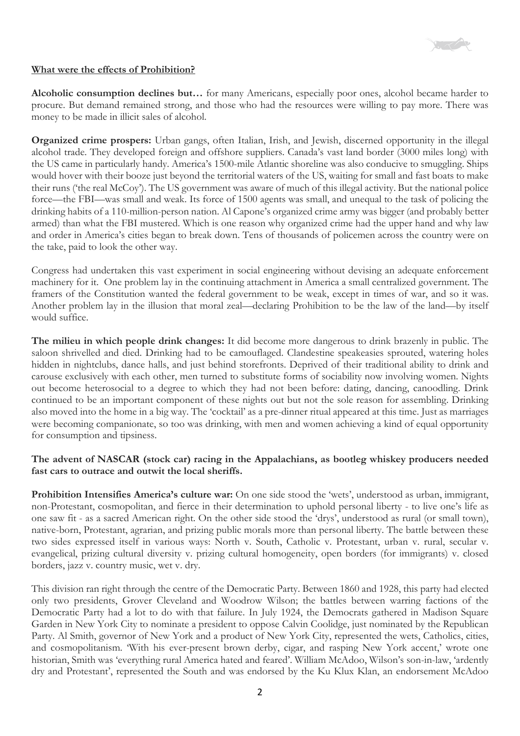**What were the effects of Prohibition?**

**Alcoholic consumption declines but…** for many Americans, especially poor ones, alcohol became harder to procure. But demand remained strong, and those who had the resources were willing to pay more. There was money to be made in illicit sales of alcohol.

**Organized crime prospers:** Urban gangs, often Italian, Irish, and Jewish, discerned opportunity in the illegal alcohol trade. They developed foreign and offshore suppliers. Canada's vast land border (3000 miles long) with the US came in particularly handy. America's 1500-mile Atlantic shoreline was also conducive to smuggling. Ships would hover with their booze just beyond the territorial waters of the US, waiting for small and fast boats to make their runs ('the real McCoy'). The US government was aware of much of this illegal activity. But the national police force—the FBI—was small and weak. Its force of 1500 agents was small, and unequal to the task of policing the drinking habits of a 110-million-person nation. Al Capone's organized crime army was bigger (and probably better armed) than what the FBI mustered. Which is one reason why organized crime had the upper hand and why law and order in America's cities began to break down. Tens of thousands of policemen across the country were on the take, paid to look the other way.

Congress had undertaken this vast experiment in social engineering without devising an adequate enforcement machinery for it. One problem lay in the continuing attachment in America a small centralized government. The framers of the Constitution wanted the federal government to be weak, except in times of war, and so it was. Another problem lay in the illusion that moral zeal—declaring Prohibition to be the law of the land—by itself would suffice.

**The milieu in which people drink changes:** It did become more dangerous to drink brazenly in public. The saloon shrivelled and died. Drinking had to be camouflaged. Clandestine speakeasies sprouted, watering holes hidden in nightclubs, dance halls, and just behind storefronts. Deprived of their traditional ability to drink and carouse exclusively with each other, men turned to substitute forms of sociability now involving women. Nights out become heterosocial to a degree to which they had not been before: dating, dancing, canoodling. Drink continued to be an important component of these nights out but not the sole reason for assembling. Drinking also moved into the home in a big way. The 'cocktail' as a pre-dinner ritual appeared at this time. Just as marriages were becoming companionate, so too was drinking, with men and women achieving a kind of equal opportunity for consumption and tipsiness.

**The advent of NASCAR (stock car) racing in the Appalachians, as bootleg whiskey producers needed fast cars to outrace and outwit the local sheriffs.**

**Prohibition Intensifies America's culture war:** On one side stood the 'wets', understood as urban, immigrant, non-Protestant, cosmopolitan, and fierce in their determination to uphold personal liberty - to live one's life as one saw fit - as a sacred American right. On the other side stood the 'drys', understood as rural (or small town), native-born, Protestant, agrarian, and prizing public morals more than personal liberty. The battle between these two sides expressed itself in various ways: North v. South, Catholic v. Protestant, urban v. rural, secular v. evangelical, prizing cultural diversity v. prizing cultural homogeneity, open borders (for immigrants) v. closed borders, jazz v. country music, wet v. dry.

This division ran right through the centre of the Democratic Party. Between 1860 and 1928, this party had elected only two presidents, Grover Cleveland and Woodrow Wilson; the battles between warring factions of the Democratic Party had a lot to do with that failure. In July 1924, the Democrats gathered in Madison Square Garden in New York City to nominate a president to oppose Calvin Coolidge, just nominated by the Republican Party. Al Smith, governor of New York and a product of New York City, represented the wets, Catholics, cities, and cosmopolitanism. 'With his ever-present brown derby, cigar, and rasping New York accent,' wrote one historian, Smith was 'everything rural America hated and feared'. William McAdoo, Wilson's son-in-law, 'ardently dry and Protestant', represented the South and was endorsed by the Ku Klux Klan, an endorsement McAdoo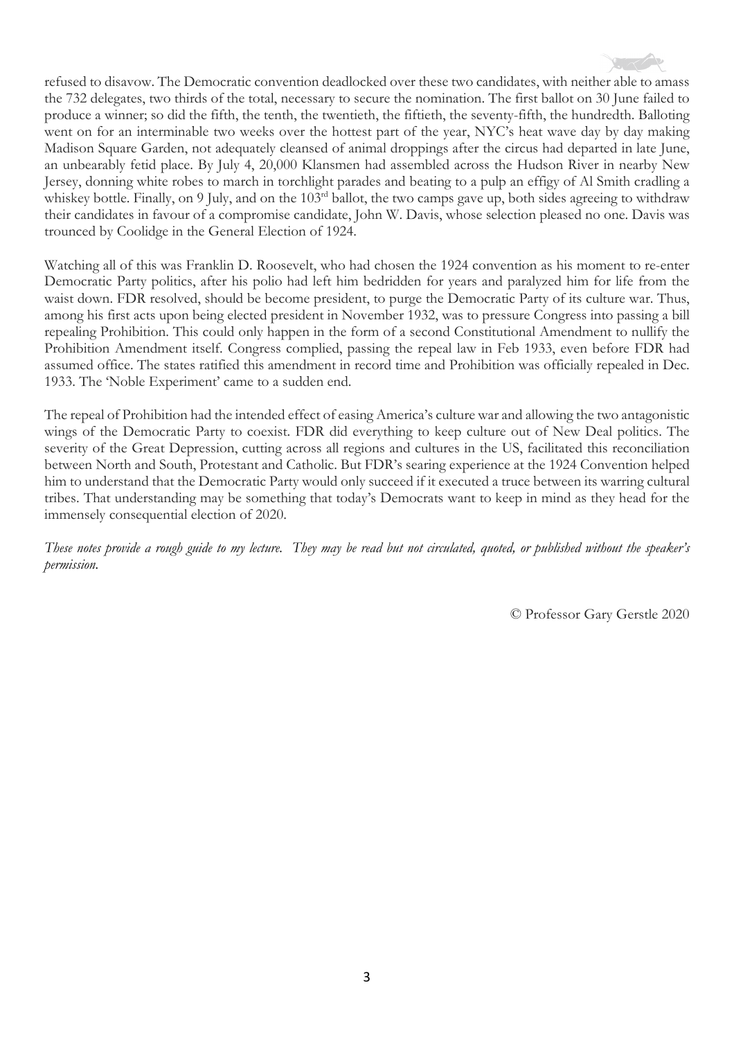refused to disavow. The Democratic convention deadlocked over these two candidates, with neither able to amass the 732 delegates, two thirds of the total, necessary to secure the nomination. The first ballot on 30 June failed to produce a winner; so did the fifth, the tenth, the twentieth, the fiftieth, the seventy-fifth, the hundredth. Balloting went on for an interminable two weeks over the hottest part of the year, NYC's heat wave day by day making Madison Square Garden, not adequately cleansed of animal droppings after the circus had departed in late June, an unbearably fetid place. By July 4, 20,000 Klansmen had assembled across the Hudson River in nearby New Jersey, donning white robes to march in torchlight parades and beating to a pulp an effigy of Al Smith cradling a whiskey bottle. Finally, on 9 July, and on the 103rd ballot, the two camps gave up, both sides agreeing to withdraw their candidates in favour of a compromise candidate, John W. Davis, whose selection pleased no one. Davis was trounced by Coolidge in the General Election of 1924.

Watching all of this was Franklin D. Roosevelt, who had chosen the 1924 convention as his moment to re-enter Democratic Party politics, after his polio had left him bedridden for years and paralyzed him for life from the waist down. FDR resolved, should be become president, to purge the Democratic Party of its culture war. Thus, among his first acts upon being elected president in November 1932, was to pressure Congress into passing a bill repealing Prohibition. This could only happen in the form of a second Constitutional Amendment to nullify the Prohibition Amendment itself. Congress complied, passing the repeal law in Feb 1933, even before FDR had assumed office. The states ratified this amendment in record time and Prohibition was officially repealed in Dec. 1933. The 'Noble Experiment' came to a sudden end.

The repeal of Prohibition had the intended effect of easing America's culture war and allowing the two antagonistic wings of the Democratic Party to coexist. FDR did everything to keep culture out of New Deal politics. The severity of the Great Depression, cutting across all regions and cultures in the US, facilitated this reconciliation between North and South, Protestant and Catholic. But FDR's searing experience at the 1924 Convention helped him to understand that the Democratic Party would only succeed if it executed a truce between its warring cultural tribes. That understanding may be something that today's Democrats want to keep in mind as they head for the immensely consequential election of 2020.

*These notes provide a rough guide to my lecture. They may be read but not circulated, quoted, or published without the speaker's permission.*

© Professor Gary Gerstle 2020